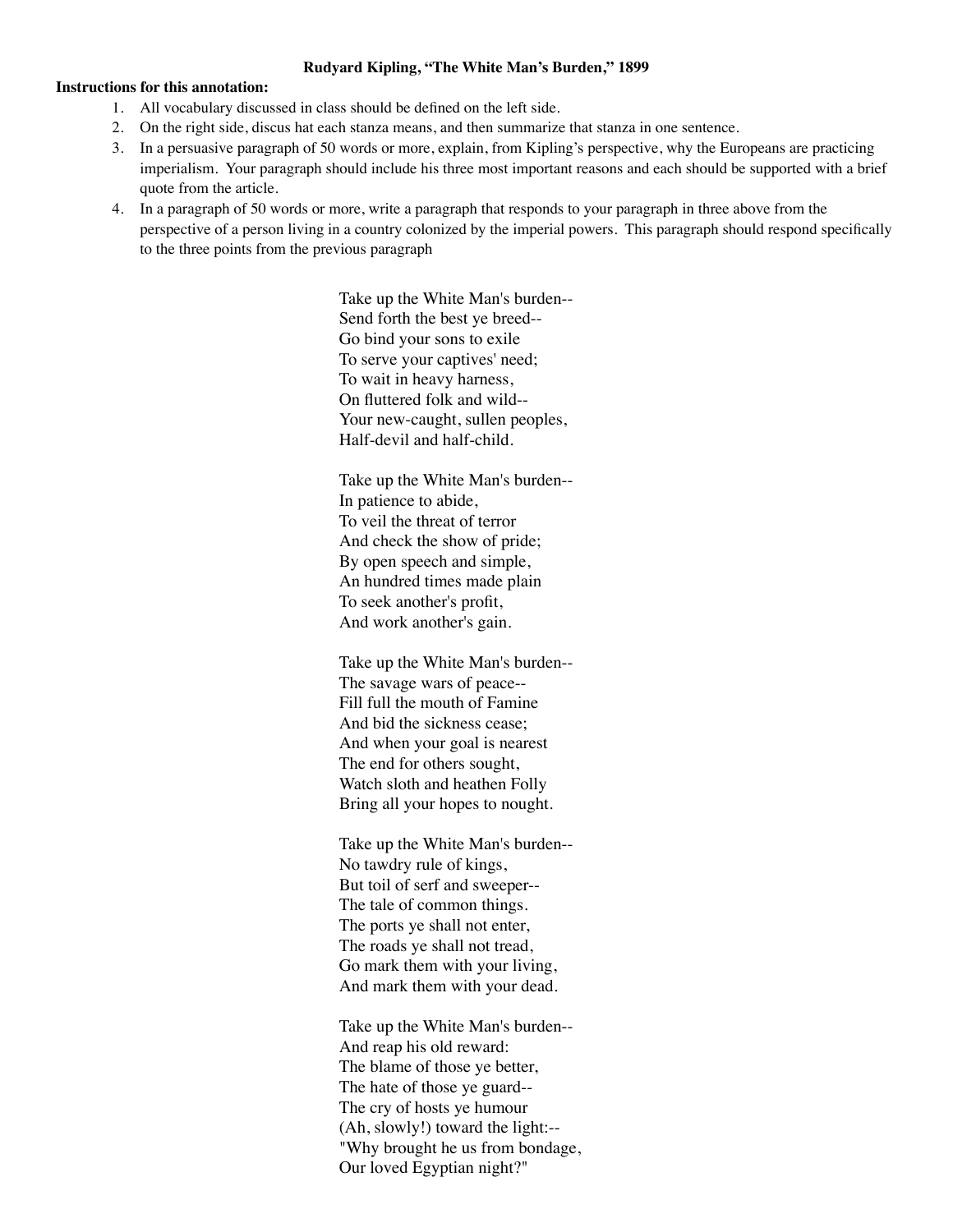**Rudyard Kipling, "The White Man's Burden," 1899**

**Instructions for this annotation:**

1. All vocabulary discussed in class should be defined on the left side.
2. On the right side, discus hat each stanza means, and then summarize that stanza in one sentence.
3. In a persuasive paragraph of 50 words or more, explain, from Kipling's perspective, why the Europeans are practicing imperialism. Your paragraph should include his three most important reasons and each should be supported with a brief quote from the article.
4. In a paragraph of 50 words or more, write a paragraph that responds to your paragraph in three above from the perspective of a person living in a country colonized by the imperial powers. This paragraph should respond specifically to the three points from the previous paragraph

Take up the White Man's burden--
Send forth the best ye breed--
Go bind your sons to exile
To serve your captives' need;
To wait in heavy harness,
On fluttered folk and wild--
Your new-caught, sullen peoples,
Half-devil and half-child.

Take up the White Man's burden--
In patience to abide,
To veil the threat of terror
And check the show of pride;
By open speech and simple,
An hundred times made plain
To seek another's profit,
And work another's gain.

Take up the White Man's burden--
The savage wars of peace--
Fill full the mouth of Famine
And bid the sickness cease;
And when your goal is nearest
The end for others sought,
Watch sloth and heathen Folly
Bring all your hopes to nought.

Take up the White Man's burden--
No tawdry rule of kings,
But toil of serf and sweeper--
The tale of common things.
The ports ye shall not enter,
The roads ye shall not tread,
Go mark them with your living,
And mark them with your dead.

Take up the White Man's burden--
And reap his old reward:
The blame of those ye better,
The hate of those ye guard--
The cry of hosts ye humour
(Ah, slowly!) toward the light:--
"Why brought he us from bondage,
Our loved Egyptian night?"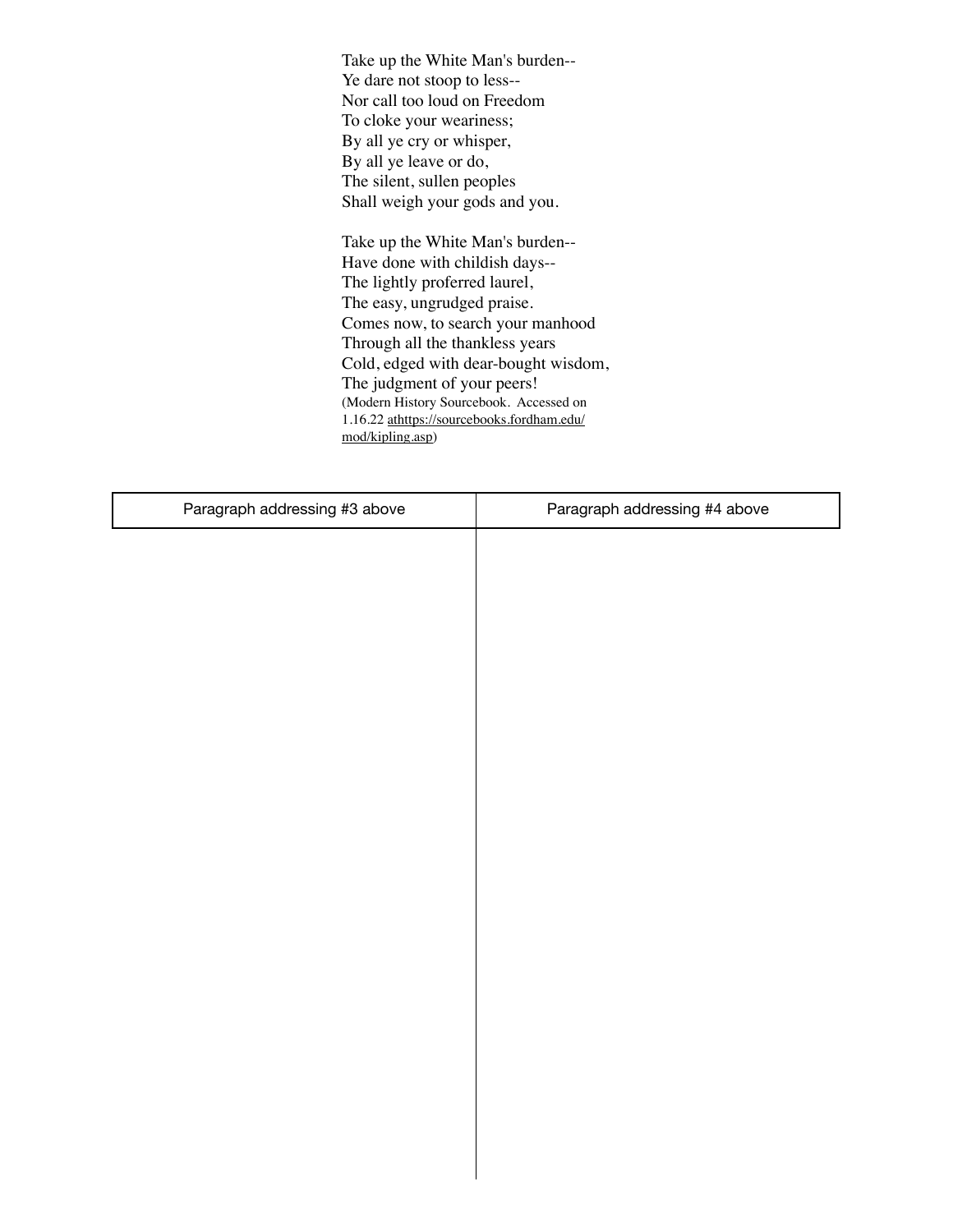Take up the White Man's burden--
Ye dare not stoop to less--
Nor call too loud on Freedom
To cloke your weariness;
By all ye cry or whisper,
By all ye leave or do,
The silent, sullen peoples
Shall weigh your gods and you.

Take up the White Man's burden--
Have done with childish days--
The lightly proferred laurel,
The easy, ungrudged praise.
Comes now, to search your manhood
Through all the thankless years
Cold, edged with dear-bought wisdom,
The judgment of your peers!
(Modern History Sourcebook. Accessed on 1.16.22 athttps://sourcebooks.fordham.edu/mod/kipling.asp)

| Paragraph addressing #3 above | Paragraph addressing #4 above |
| --- | --- |
| | |